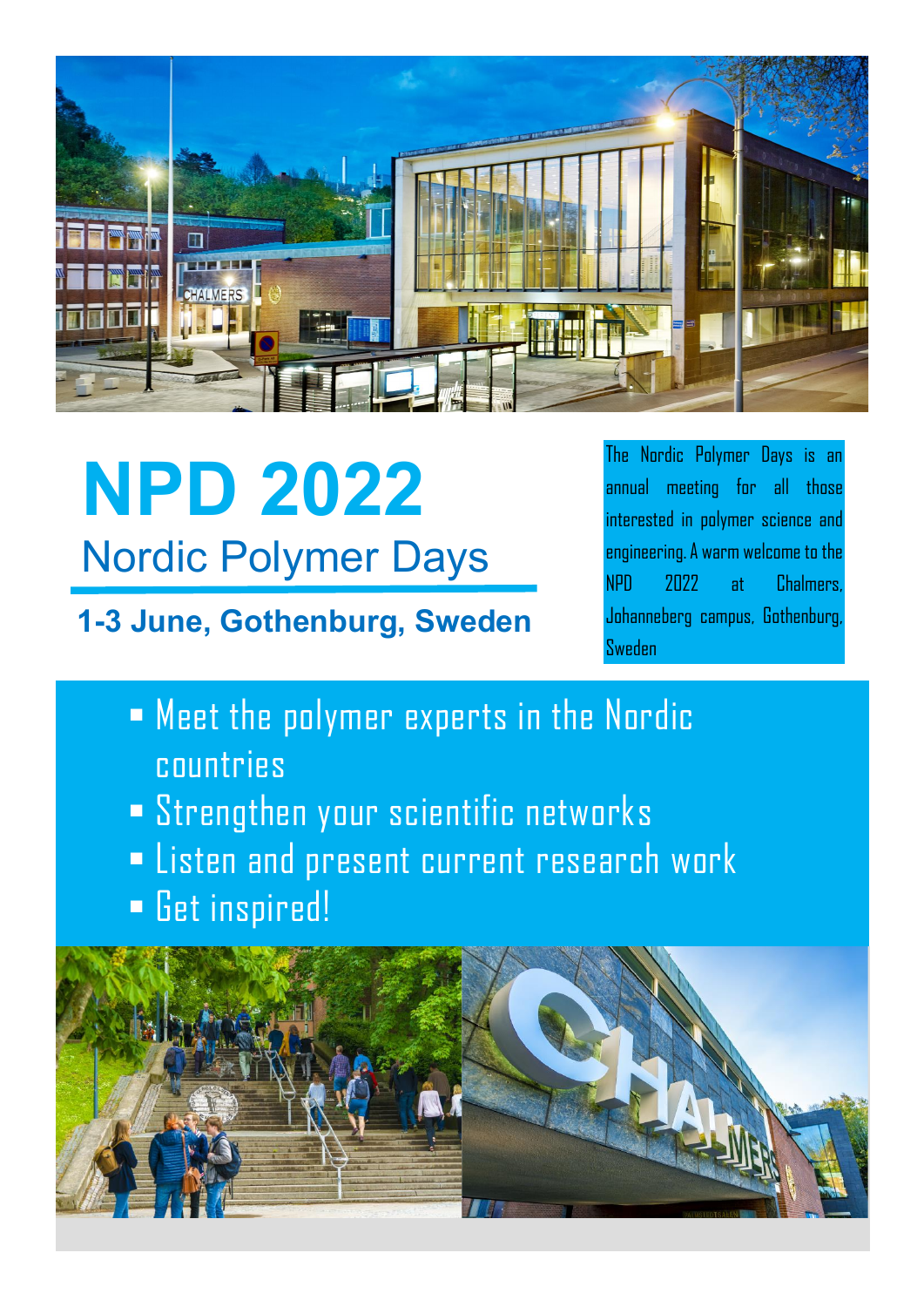# NPD 2022

## Nordic Polymer Days

**1-3 June, Gothenburg, Sweden**

The Nordic Polymer Days is an annual meeting for all those interested in polymer science and engineering. A warm welcome to the NPD 2022 at Chalmers, Johanneberg campus, Gothenburg, Sweden

- Meet the polymer experts in the Nordic countries
- Strengthen your scientific networks
- Listen and present current research work
- Get inspired!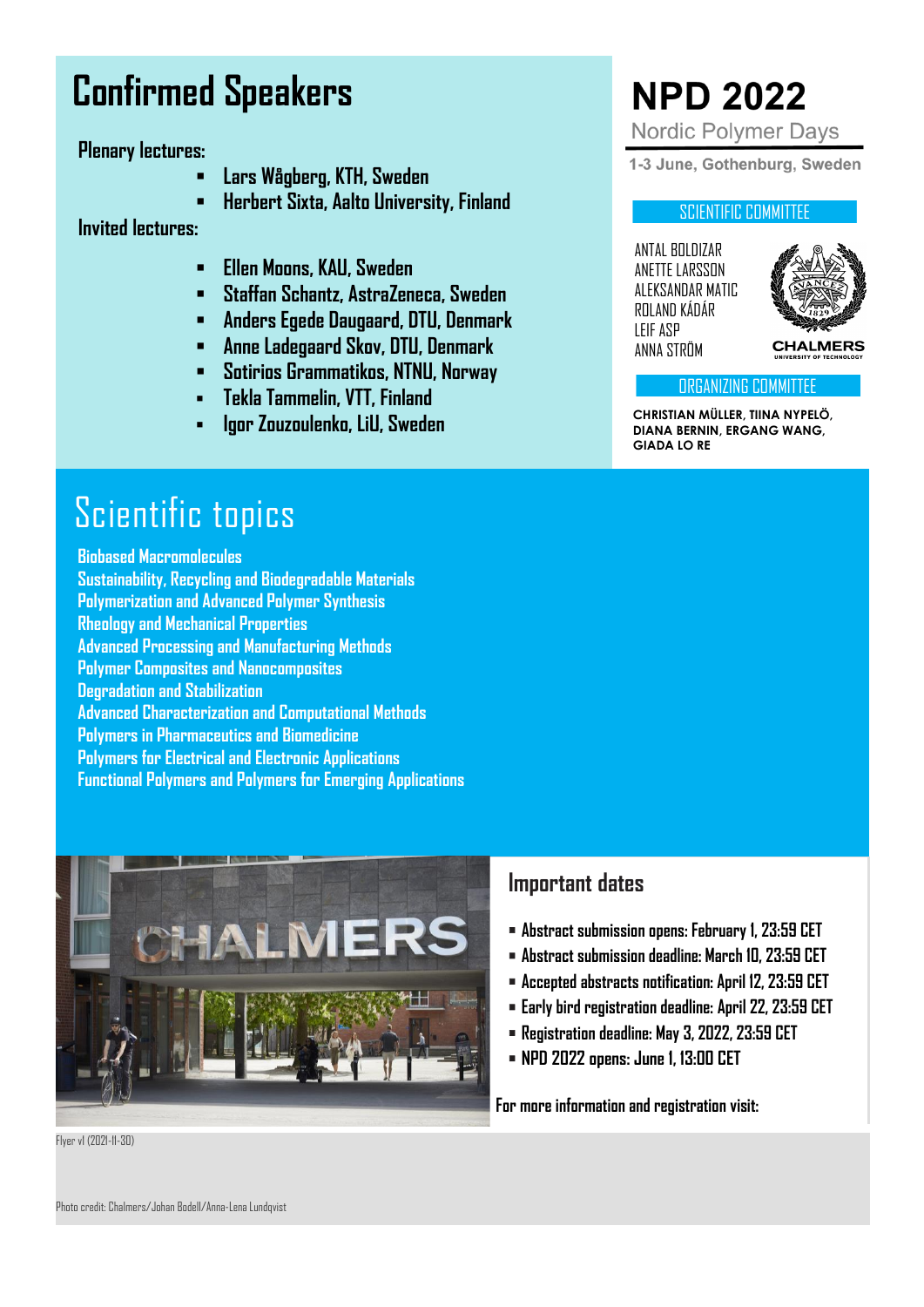# Confirmed Speakers

**Plenary lectures:**

- Lars Wågberg, KTH, Sweden
- Herbert Sixta, Aalto University, Finland

**Invited lectures:**

- Ellen Moons, KAU, Sweden
- Staffan Schantz, AstraZeneca, Sweden
- Anders Egede Daugaard, DTU, Denmark
- Anne Ladegaard Skov, DTU, Denmark
- Sotirios Grammatikos, NTNU, Norway
- Tekla Tammelin, VTT, Finland
- Igor Zozoulenko, LiU, Sweden

# NPD 2022

Nordic Polymer Days

1-3 June, Gothenburg, Sweden

## SCIENTIFIC COMMITTEE

ANTAL BOLDIZAR
ANETTE LARSSON
ALEKSANDAR MATIC
ROLAND KÁDÁR
LEIF ASP
ANNA STRÖM

CHALMERS
UNIVERSITY OF TECHNOLOGY

## ORGANIZING COMMITTEE

CHRISTIAN MÜLLER, TIINA NYPELÖ, DIANA BERNIN, ERGANG WANG, GIADA LO RE

# Scientific topics

Biobased Macromolecules
Sustainability, Recycling and Biodegradable Materials
Polymerization and Advanced Polymer Synthesis
Rheology and Mechanical Properties
Advanced Processing and Manufacturing Methods
Polymer Composites and Nanocomposites
Degradation and Stabilization
Advanced Characterization and Computational Methods
Polymers in Pharmaceutics and Biomedicine
Polymers for Electrical and Electronic Applications
Functional Polymers and Polymers for Emerging Applications

## Important dates

- Abstract submission opens: February 1, 23:59 CET
- Abstract submission deadline: March 10, 23:59 CET
- Accepted abstracts notification: April 12, 23:59 CET
- Early bird registration deadline: April 22, 23:59 CET
- Registration deadline: May 3, 2022, 23:59 CET
- NPD 2022 opens: June 1, 13:00 CET

For more information and registration visit:

Flyer v1 (2021-11-30)

Photo credit: Chalmers/Johan Bodell/Anna-Lena Lundqvist